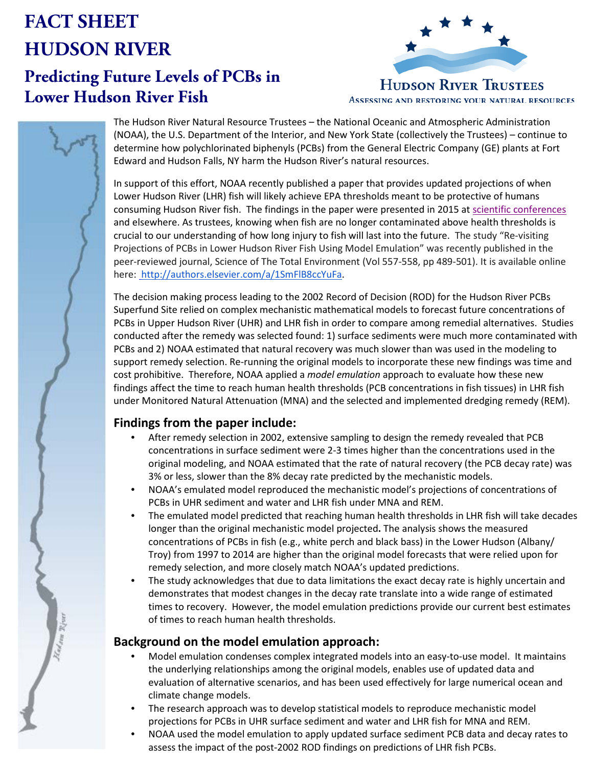# FACT SHEET

# HUDSON RIVER

## Predicting Future Levels of PCBs in Lower Hudson River Fish

HUDSON RIVER TRUSTEES
ASSESSING AND RESTORING YOUR NATURAL RESOURCES

The Hudson River Natural Resource Trustees – the National Oceanic and Atmospheric Administration (NOAA), the U.S. Department of the Interior, and New York State (collectively the Trustees) – continue to determine how polychlorinated biphenyls (PCBs) from the General Electric Company (GE) plants at Fort Edward and Hudson Falls, NY harm the Hudson River's natural resources.

In support of this effort, NOAA recently published a paper that provides updated projections of when Lower Hudson River (LHR) fish will likely achieve EPA thresholds meant to be protective of humans consuming Hudson River fish. The findings in the paper were presented in 2015 at scientific conferences and elsewhere. As trustees, knowing when fish are no longer contaminated above health thresholds is crucial to our understanding of how long injury to fish will last into the future. The study "Re-visiting Projections of PCBs in Lower Hudson River Fish Using Model Emulation" was recently published in the peer-reviewed journal, Science of The Total Environment (Vol 557-558, pp 489-501). It is available online here: http://authors.elsevier.com/a/1SmFlB8ccYuFa.

The decision making process leading to the 2002 Record of Decision (ROD) for the Hudson River PCBs Superfund Site relied on complex mechanistic mathematical models to forecast future concentrations of PCBs in Upper Hudson River (UHR) and LHR fish in order to compare among remedial alternatives. Studies conducted after the remedy was selected found: 1) surface sediments were much more contaminated with PCBs and 2) NOAA estimated that natural recovery was much slower than was used in the modeling to support remedy selection. Re-running the original models to incorporate these new findings was time and cost prohibitive. Therefore, NOAA applied a *model emulation* approach to evaluate how these new findings affect the time to reach human health thresholds (PCB concentrations in fish tissues) in LHR fish under Monitored Natural Attenuation (MNA) and the selected and implemented dredging remedy (REM).

### Findings from the paper include:

- After remedy selection in 2002, extensive sampling to design the remedy revealed that PCB concentrations in surface sediment were 2-3 times higher than the concentrations used in the original modeling, and NOAA estimated that the rate of natural recovery (the PCB decay rate) was 3% or less, slower than the 8% decay rate predicted by the mechanistic models.
- NOAA's emulated model reproduced the mechanistic model's projections of concentrations of PCBs in UHR sediment and water and LHR fish under MNA and REM.
- The emulated model predicted that reaching human health thresholds in LHR fish will take decades longer than the original mechanistic model projected**.** The analysis shows the measured concentrations of PCBs in fish (e.g., white perch and black bass) in the Lower Hudson (Albany/Troy) from 1997 to 2014 are higher than the original model forecasts that were relied upon for remedy selection, and more closely match NOAA's updated predictions.
- The study acknowledges that due to data limitations the exact decay rate is highly uncertain and demonstrates that modest changes in the decay rate translate into a wide range of estimated times to recovery. However, the model emulation predictions provide our current best estimates of times to reach human health thresholds.

### Background on the model emulation approach:

- Model emulation condenses complex integrated models into an easy-to-use model. It maintains the underlying relationships among the original models, enables use of updated data and evaluation of alternative scenarios, and has been used effectively for large numerical ocean and climate change models.
- The research approach was to develop statistical models to reproduce mechanistic model projections for PCBs in UHR surface sediment and water and LHR fish for MNA and REM.
- NOAA used the model emulation to apply updated surface sediment PCB data and decay rates to assess the impact of the post-2002 ROD findings on predictions of LHR fish PCBs.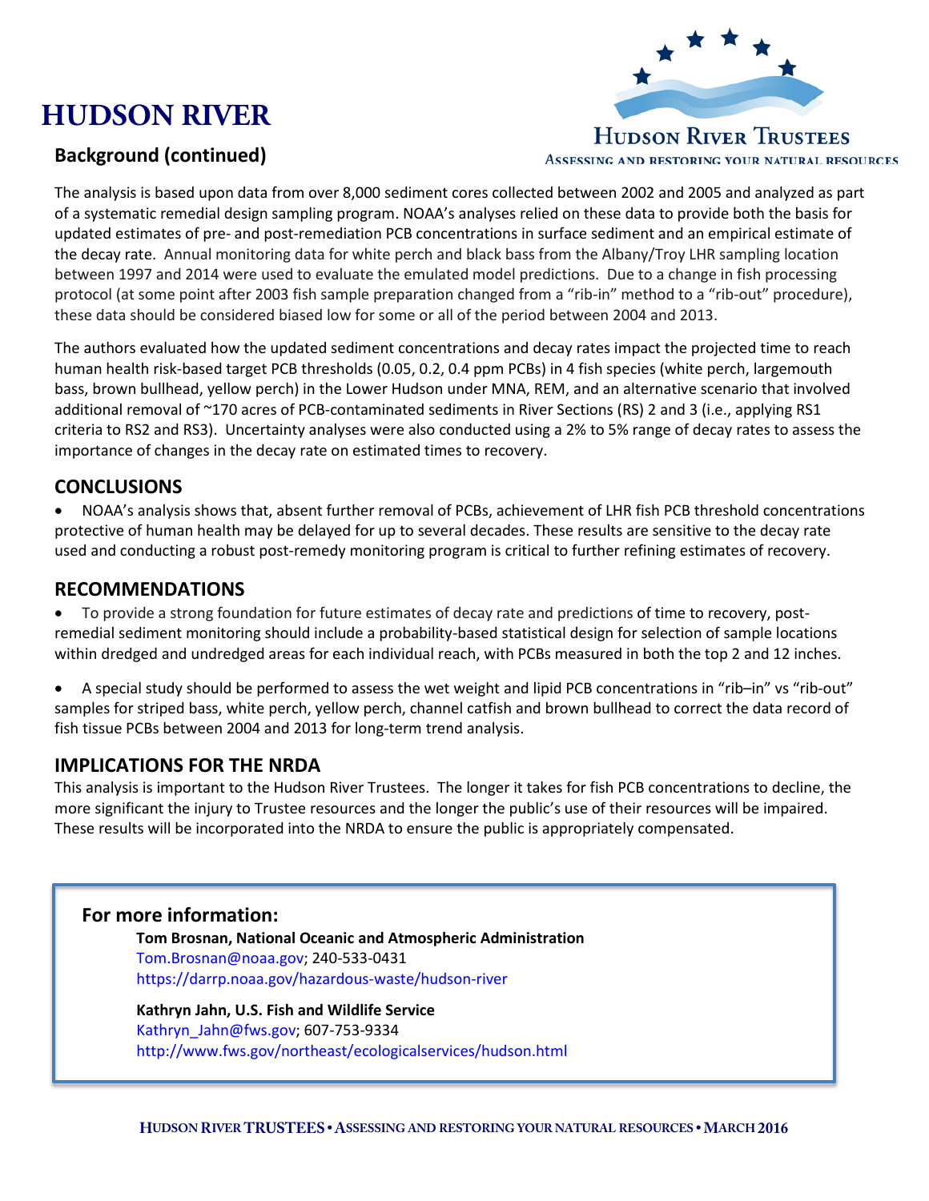# HUDSON RIVER

## Background (continued)

The analysis is based upon data from over 8,000 sediment cores collected between 2002 and 2005 and analyzed as part of a systematic remedial design sampling program. NOAA's analyses relied on these data to provide both the basis for updated estimates of pre- and post-remediation PCB concentrations in surface sediment and an empirical estimate of the decay rate. Annual monitoring data for white perch and black bass from the Albany/Troy LHR sampling location between 1997 and 2014 were used to evaluate the emulated model predictions. Due to a change in fish processing protocol (at some point after 2003 fish sample preparation changed from a "rib-in" method to a "rib-out" procedure), these data should be considered biased low for some or all of the period between 2004 and 2013.

The authors evaluated how the updated sediment concentrations and decay rates impact the projected time to reach human health risk-based target PCB thresholds (0.05, 0.2, 0.4 ppm PCBs) in 4 fish species (white perch, largemouth bass, brown bullhead, yellow perch) in the Lower Hudson under MNA, REM, and an alternative scenario that involved additional removal of ~170 acres of PCB-contaminated sediments in River Sections (RS) 2 and 3 (i.e., applying RS1 criteria to RS2 and RS3). Uncertainty analyses were also conducted using a 2% to 5% range of decay rates to assess the importance of changes in the decay rate on estimated times to recovery.

## CONCLUSIONS

- NOAA's analysis shows that, absent further removal of PCBs, achievement of LHR fish PCB threshold concentrations protective of human health may be delayed for up to several decades. These results are sensitive to the decay rate used and conducting a robust post-remedy monitoring program is critical to further refining estimates of recovery.

## RECOMMENDATIONS

- To provide a strong foundation for future estimates of decay rate and predictions of time to recovery, post-remedial sediment monitoring should include a probability-based statistical design for selection of sample locations within dredged and undredged areas for each individual reach, with PCBs measured in both the top 2 and 12 inches.

- A special study should be performed to assess the wet weight and lipid PCB concentrations in "rib–in" vs "rib-out" samples for striped bass, white perch, yellow perch, channel catfish and brown bullhead to correct the data record of fish tissue PCBs between 2004 and 2013 for long-term trend analysis.

## IMPLICATIONS FOR THE NRDA

This analysis is important to the Hudson River Trustees. The longer it takes for fish PCB concentrations to decline, the more significant the injury to Trustee resources and the longer the public's use of their resources will be impaired. These results will be incorporated into the NRDA to ensure the public is appropriately compensated.

### For more information:

**Tom Brosnan, National Oceanic and Atmospheric Administration**
Tom.Brosnan@noaa.gov; 240-533-0431
https://darrp.noaa.gov/hazardous-waste/hudson-river

**Kathryn Jahn, U.S. Fish and Wildlife Service**
Kathryn_Jahn@fws.gov; 607-753-9334
http://www.fws.gov/northeast/ecologicalservices/hudson.html